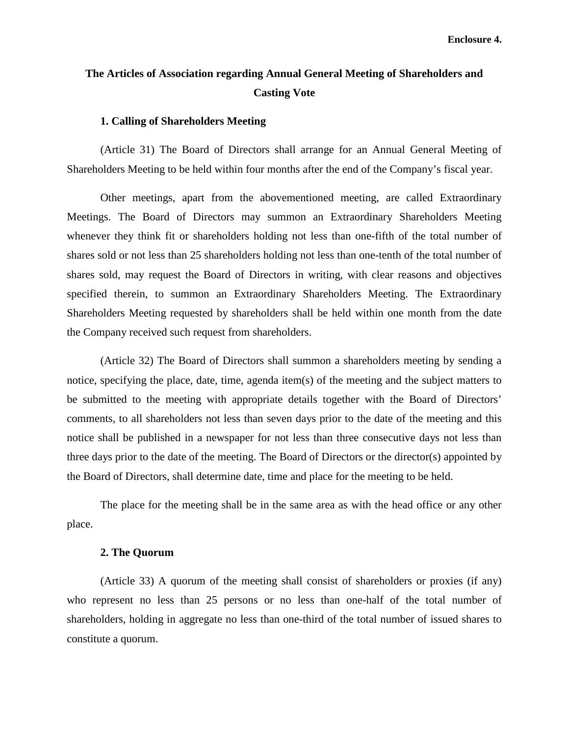**Enclosure 4.**

# The Articles of Association regarding Annual General Meeting of Shareholders and Casting Vote

## 1. Calling of Shareholders Meeting

(Article 31) The Board of Directors shall arrange for an Annual General Meeting of Shareholders Meeting to be held within four months after the end of the Company's fiscal year.

Other meetings, apart from the abovementioned meeting, are called Extraordinary Meetings. The Board of Directors may summon an Extraordinary Shareholders Meeting whenever they think fit or shareholders holding not less than one-fifth of the total number of shares sold or not less than 25 shareholders holding not less than one-tenth of the total number of shares sold, may request the Board of Directors in writing, with clear reasons and objectives specified therein, to summon an Extraordinary Shareholders Meeting. The Extraordinary Shareholders Meeting requested by shareholders shall be held within one month from the date the Company received such request from shareholders.

(Article 32) The Board of Directors shall summon a shareholders meeting by sending a notice, specifying the place, date, time, agenda item(s) of the meeting and the subject matters to be submitted to the meeting with appropriate details together with the Board of Directors' comments, to all shareholders not less than seven days prior to the date of the meeting and this notice shall be published in a newspaper for not less than three consecutive days not less than three days prior to the date of the meeting. The Board of Directors or the director(s) appointed by the Board of Directors, shall determine date, time and place for the meeting to be held.

The place for the meeting shall be in the same area as with the head office or any other place.

## 2. The Quorum

(Article 33) A quorum of the meeting shall consist of shareholders or proxies (if any) who represent no less than 25 persons or no less than one-half of the total number of shareholders, holding in aggregate no less than one-third of the total number of issued shares to constitute a quorum.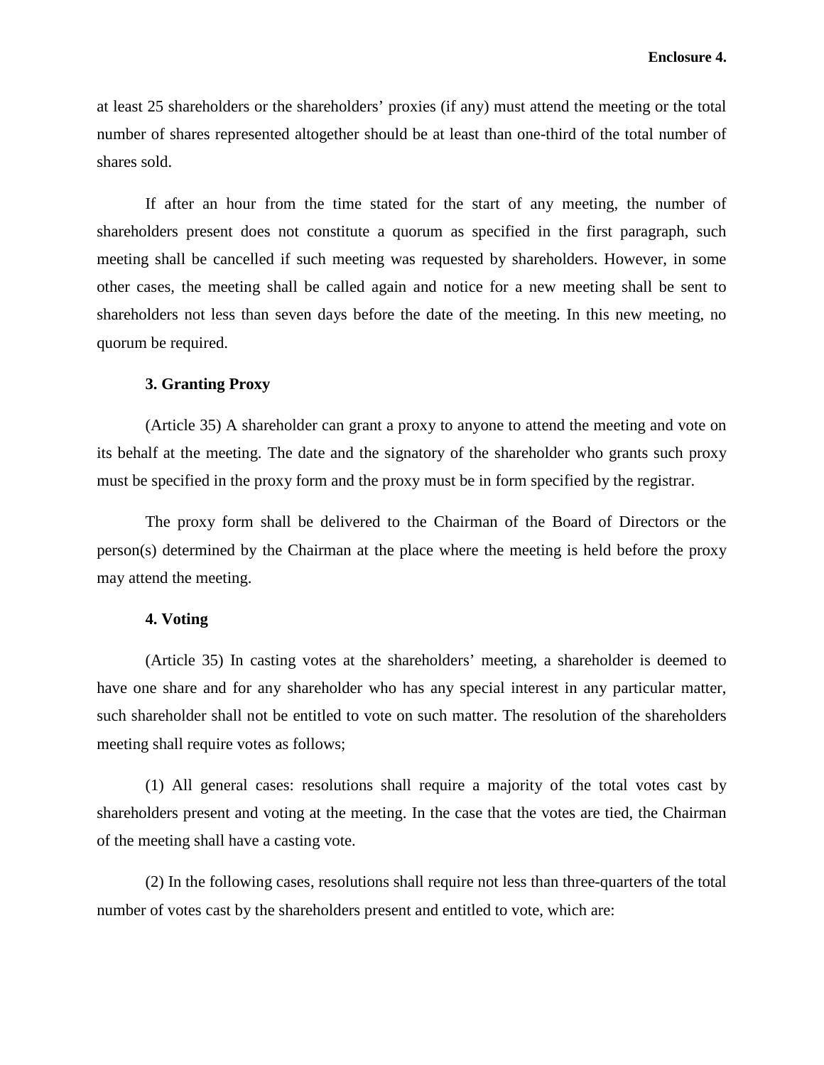at least 25 shareholders or the shareholders' proxies (if any) must attend the meeting or the total number of shares represented altogether should be at least than one-third of the total number of shares sold.

If after an hour from the time stated for the start of any meeting, the number of shareholders present does not constitute a quorum as specified in the first paragraph, such meeting shall be cancelled if such meeting was requested by shareholders. However, in some other cases, the meeting shall be called again and notice for a new meeting shall be sent to shareholders not less than seven days before the date of the meeting. In this new meeting, no quorum be required.

**3. Granting Proxy**

(Article 35) A shareholder can grant a proxy to anyone to attend the meeting and vote on its behalf at the meeting. The date and the signatory of the shareholder who grants such proxy must be specified in the proxy form and the proxy must be in form specified by the registrar.

The proxy form shall be delivered to the Chairman of the Board of Directors or the person(s) determined by the Chairman at the place where the meeting is held before the proxy may attend the meeting.

**4. Voting**

(Article 35) In casting votes at the shareholders' meeting, a shareholder is deemed to have one share and for any shareholder who has any special interest in any particular matter, such shareholder shall not be entitled to vote on such matter. The resolution of the shareholders meeting shall require votes as follows;

(1) All general cases: resolutions shall require a majority of the total votes cast by shareholders present and voting at the meeting. In the case that the votes are tied, the Chairman of the meeting shall have a casting vote.

(2) In the following cases, resolutions shall require not less than three-quarters of the total number of votes cast by the shareholders present and entitled to vote, which are: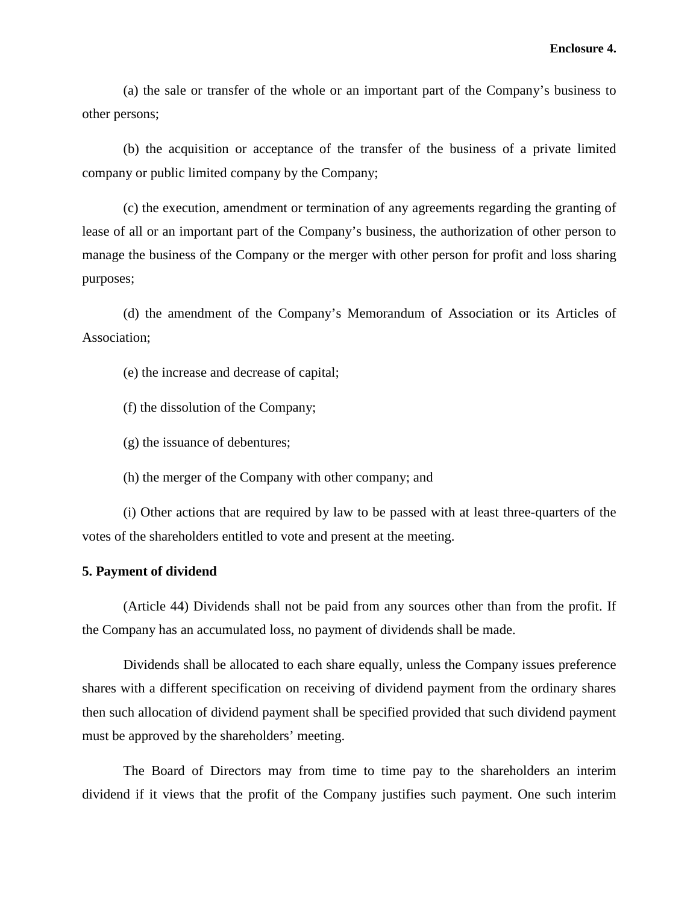(a) the sale or transfer of the whole or an important part of the Company's business to other persons;

(b) the acquisition or acceptance of the transfer of the business of a private limited company or public limited company by the Company;

(c) the execution, amendment or termination of any agreements regarding the granting of lease of all or an important part of the Company's business, the authorization of other person to manage the business of the Company or the merger with other person for profit and loss sharing purposes;

(d) the amendment of the Company's Memorandum of Association or its Articles of Association;

(e) the increase and decrease of capital;

(f) the dissolution of the Company;

(g) the issuance of debentures;

(h) the merger of the Company with other company; and

(i) Other actions that are required by law to be passed with at least three-quarters of the votes of the shareholders entitled to vote and present at the meeting.

**5. Payment of dividend**

(Article 44) Dividends shall not be paid from any sources other than from the profit. If the Company has an accumulated loss, no payment of dividends shall be made.

Dividends shall be allocated to each share equally, unless the Company issues preference shares with a different specification on receiving of dividend payment from the ordinary shares then such allocation of dividend payment shall be specified provided that such dividend payment must be approved by the shareholders' meeting.

The Board of Directors may from time to time pay to the shareholders an interim dividend if it views that the profit of the Company justifies such payment. One such interim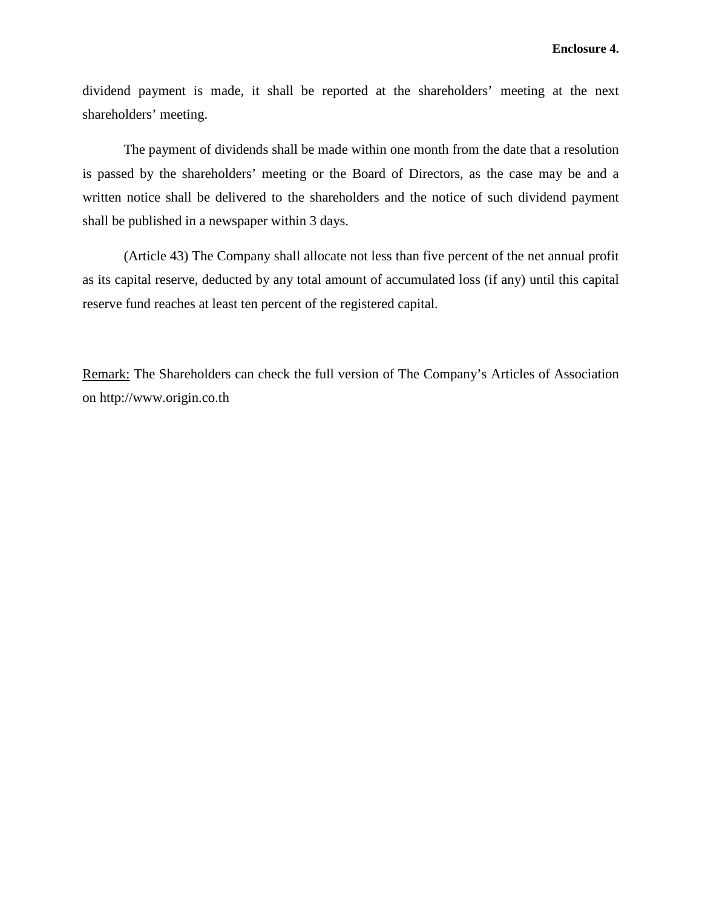dividend payment is made, it shall be reported at the shareholders' meeting at the next shareholders' meeting.

The payment of dividends shall be made within one month from the date that a resolution is passed by the shareholders' meeting or the Board of Directors, as the case may be and a written notice shall be delivered to the shareholders and the notice of such dividend payment shall be published in a newspaper within 3 days.

(Article 43) The Company shall allocate not less than five percent of the net annual profit as its capital reserve, deducted by any total amount of accumulated loss (if any) until this capital reserve fund reaches at least ten percent of the registered capital.

Remark: The Shareholders can check the full version of The Company's Articles of Association on http://www.origin.co.th